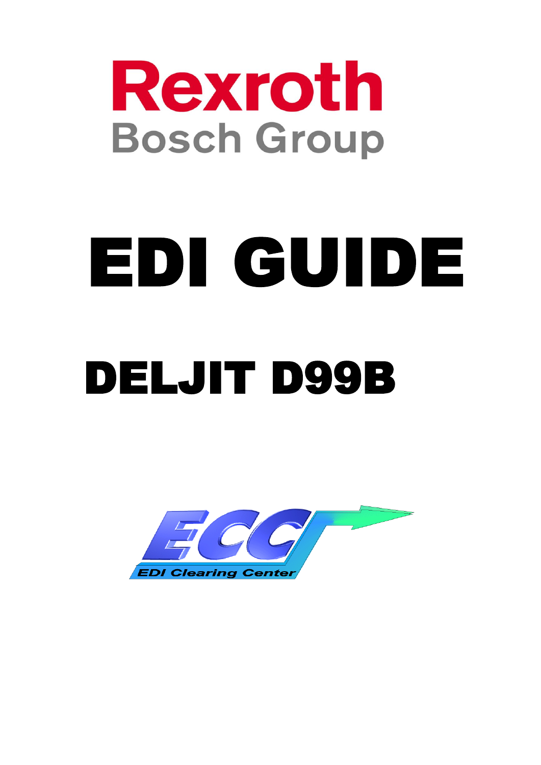Rexroth
Bosch Group

# EDI GUIDE

## DELJIT D99B

ECC
EDI Clearing Center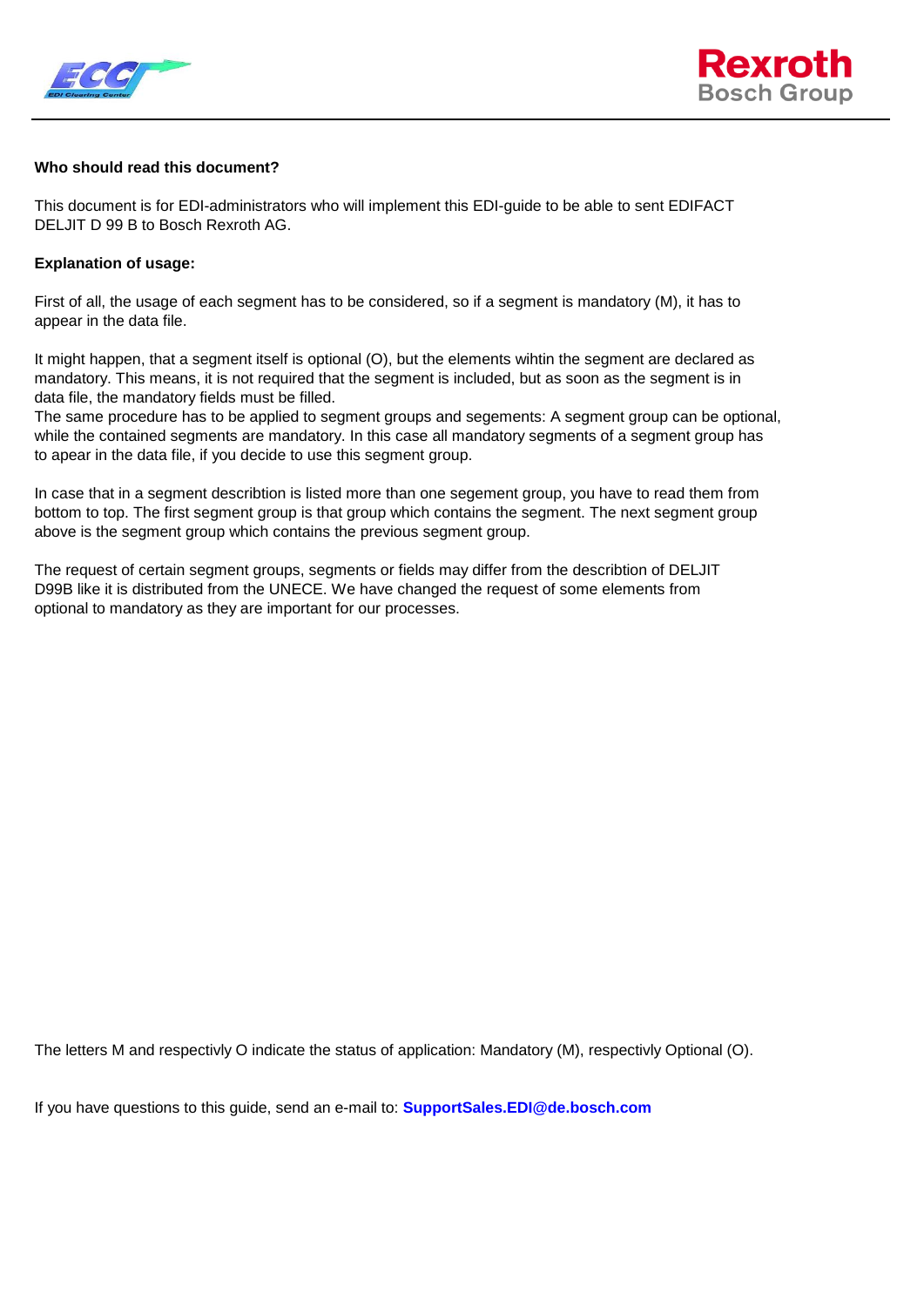**Who should read this document?**

This document is for EDI-administrators who will implement this EDI-guide to be able to sent EDIFACT DELJIT D 99 B to Bosch Rexroth AG.

**Explanation of usage:**

First of all, the usage of each segment has to be considered, so if a segment is mandatory (M), it has to appear in the data file.

It might happen, that a segment itself is optional (O), but the elements wihtin the segment are declared as mandatory. This means, it is not required that the segment is included, but as soon as the segment is in data file, the mandatory fields must be filled.
The same procedure has to be applied to segment groups and segements: A segment group can be optional, while the contained segments are mandatory. In this case all mandatory segments of a segment group has to apear in the data file, if you decide to use this segment group.

In case that in a segment describtion is listed more than one segement group, you have to read them from bottom to top. The first segment group is that group which contains the segment. The next segment group above is the segment group which contains the previous segment group.

The request of certain segment groups, segments or fields may differ from the describtion of DELJIT D99B like it is distributed from the UNECE. We have changed the request of some elements from optional to mandatory as they are important for our processes.

The letters M and respectivly O indicate the status of application: Mandatory (M), respectivly Optional (O).

If you have questions to this guide, send an e-mail to: **SupportSales.EDI@de.bosch.com**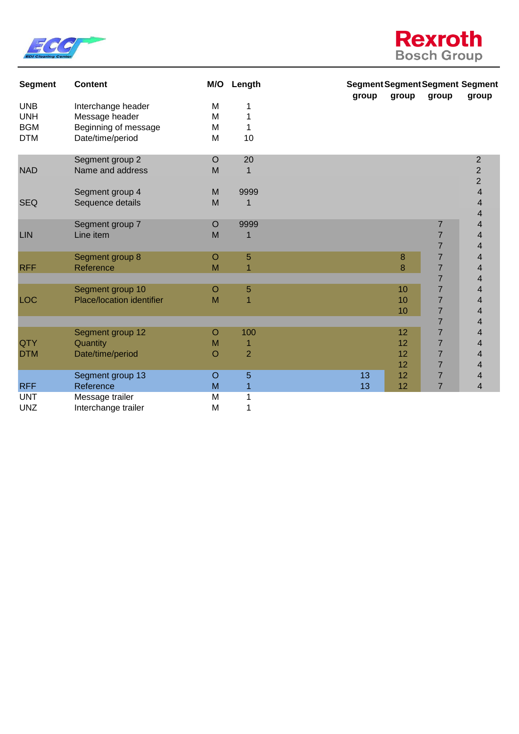| Segment | Content | M/O | Length | Segment group | Segment group | Segment group | Segment group |
|---|---|---|---|---|---|---|---|
| UNB | Interchange header | M | 1 | | | | |
| UNH | Message header | M | 1 | | | | |
| BGM | Beginning of message | M | 1 | | | | |
| DTM | Date/time/period | M | 10 | | | | |
| | Segment group 2 | O | 20 | | | | 2 |
| NAD | Name and address | M | 1 | | | | 2 |
| | | | | | | | 2 |
| | Segment group 4 | M | 9999 | | | | 4 |
| SEQ | Sequence details | M | 1 | | | | 4 |
| | | | | | | | 4 |
| | Segment group 7 | O | 9999 | | | 7 | 4 |
| LIN | Line item | M | 1 | | | 7 | 4 |
| | | | | | | 7 | 4 |
| | Segment group 8 | O | 5 | | 8 | 7 | 4 |
| RFF | Reference | M | 1 | | 8 | 7 | 4 |
| | | | | | | 7 | 4 |
| | Segment group 10 | O | 5 | | 10 | 7 | 4 |
| LOC | Place/location identifier | M | 1 | | 10 | 7 | 4 |
| | | | | | 10 | 7 | 4 |
| | | | | | | 7 | 4 |
| | Segment group 12 | O | 100 | | 12 | 7 | 4 |
| QTY | Quantity | M | 1 | | 12 | 7 | 4 |
| DTM | Date/time/period | O | 2 | | 12 | 7 | 4 |
| | | | | | 12 | 7 | 4 |
| | Segment group 13 | O | 5 | 13 | 12 | 7 | 4 |
| RFF | Reference | M | 1 | 13 | 12 | 7 | 4 |
| UNT | Message trailer | M | 1 | | | | |
| UNZ | Interchange trailer | M | 1 | | | | |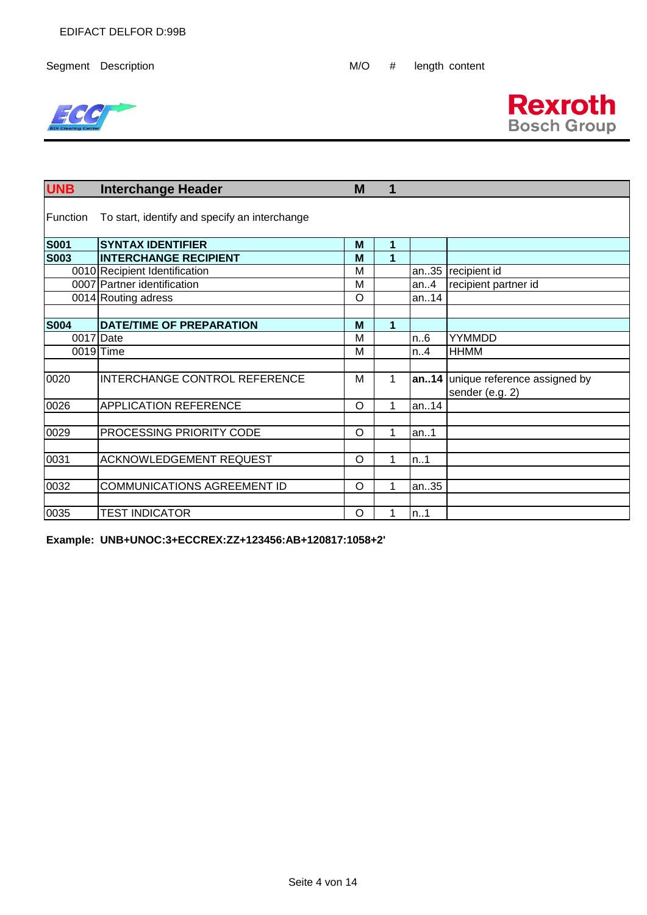EDIFACT DELFOR D:99B

| Segment | Description | M/O | # | length | content |
|---|---|---|---|---|---|
| **UNB** | **Interchange Header** | **M** | **1** | | |
| Function | To start, identify and specify an interchange | | | | |
| **S001** | **SYNTAX IDENTIFIER** | **M** | **1** | | |
| **S003** | **INTERCHANGE RECIPIENT** | **M** | **1** | | |
| 0010 | Recipient Identification | M | | an..35 | recipient id |
| 0007 | Partner identification | M | | an..4 | recipient partner id |
| 0014 | Routing adress | O | | an..14 | |
| | | | | | |
| **S004** | **DATE/TIME OF PREPARATION** | **M** | **1** | | |
| 0017 | Date | M | | n..6 | YYMMDD |
| 0019 | Time | M | | n..4 | HHMM |
| | | | | | |
| 0020 | INTERCHANGE CONTROL REFERENCE | M | 1 | **an..14** | unique reference assigned by sender (e.g. 2) |
| 0026 | APPLICATION REFERENCE | O | 1 | an..14 | |
| | | | | | |
| 0029 | PROCESSING PRIORITY CODE | O | 1 | an..1 | |
| | | | | | |
| 0031 | ACKNOWLEDGEMENT REQUEST | O | 1 | n..1 | |
| | | | | | |
| 0032 | COMMUNICATIONS AGREEMENT ID | O | 1 | an..35 | |
| | | | | | |
| 0035 | TEST INDICATOR | O | 1 | n..1 | |

**Example: UNB+UNOC:3+ECCREX:ZZ+123456:AB+120817:1058+2'**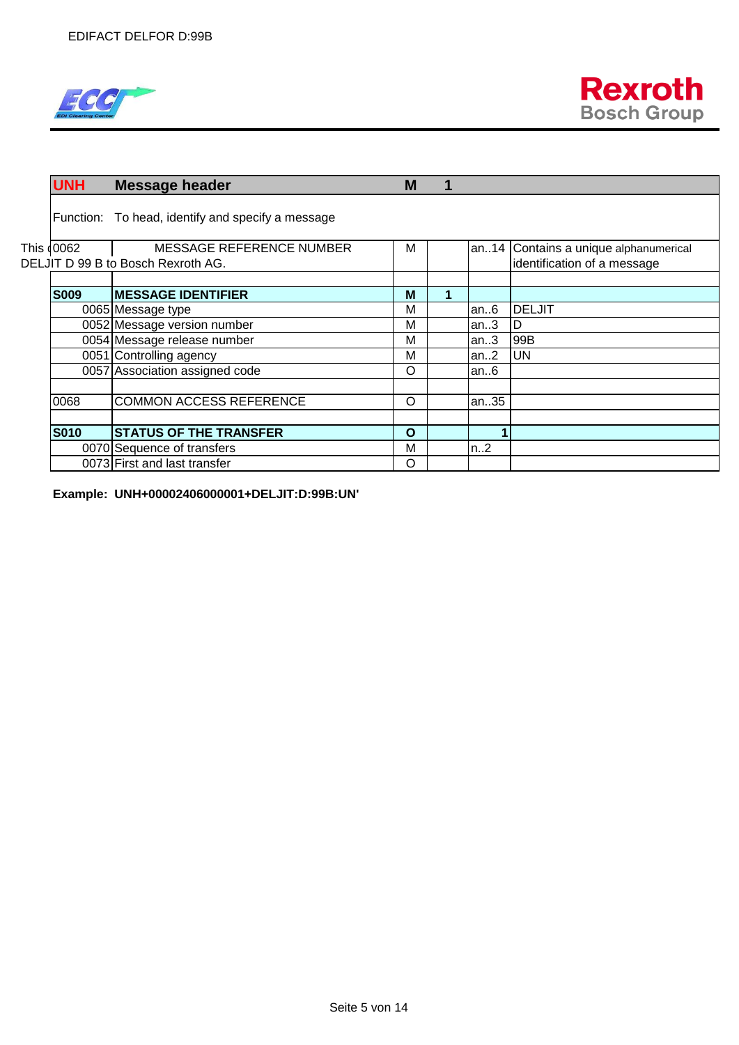| UNH | Message header | M | 1 | | |
|---|---|---|---|---|---|
| Function: | To head, identify and specify a message | | | | |
| 0062 | MESSAGE REFERENCE NUMBER | M | | an..14 | Contains a unique alphanumerical identification of a message |
| | | | | | |
| **S009** | **MESSAGE IDENTIFIER** | **M** | **1** | | |
| 0065 | Message type | M | | an..6 | DELJIT |
| 0052 | Message version number | M | | an..3 | D |
| 0054 | Message release number | M | | an..3 | 99B |
| 0051 | Controlling agency | M | | an..2 | UN |
| 0057 | Association assigned code | O | | an..6 | |
| | | | | | |
| 0068 | COMMON ACCESS REFERENCE | O | | an..35 | |
| | | | | | |
| **S010** | **STATUS OF THE TRANSFER** | **O** | | **1** | |
| 0070 | Sequence of transfers | M | | n..2 | |
| 0073 | First and last transfer | O | | | |

This DELJIT D 99 B to Bosch Rexroth AG.

**Example: UNH+00002406000001+DELJIT:D:99B:UN'**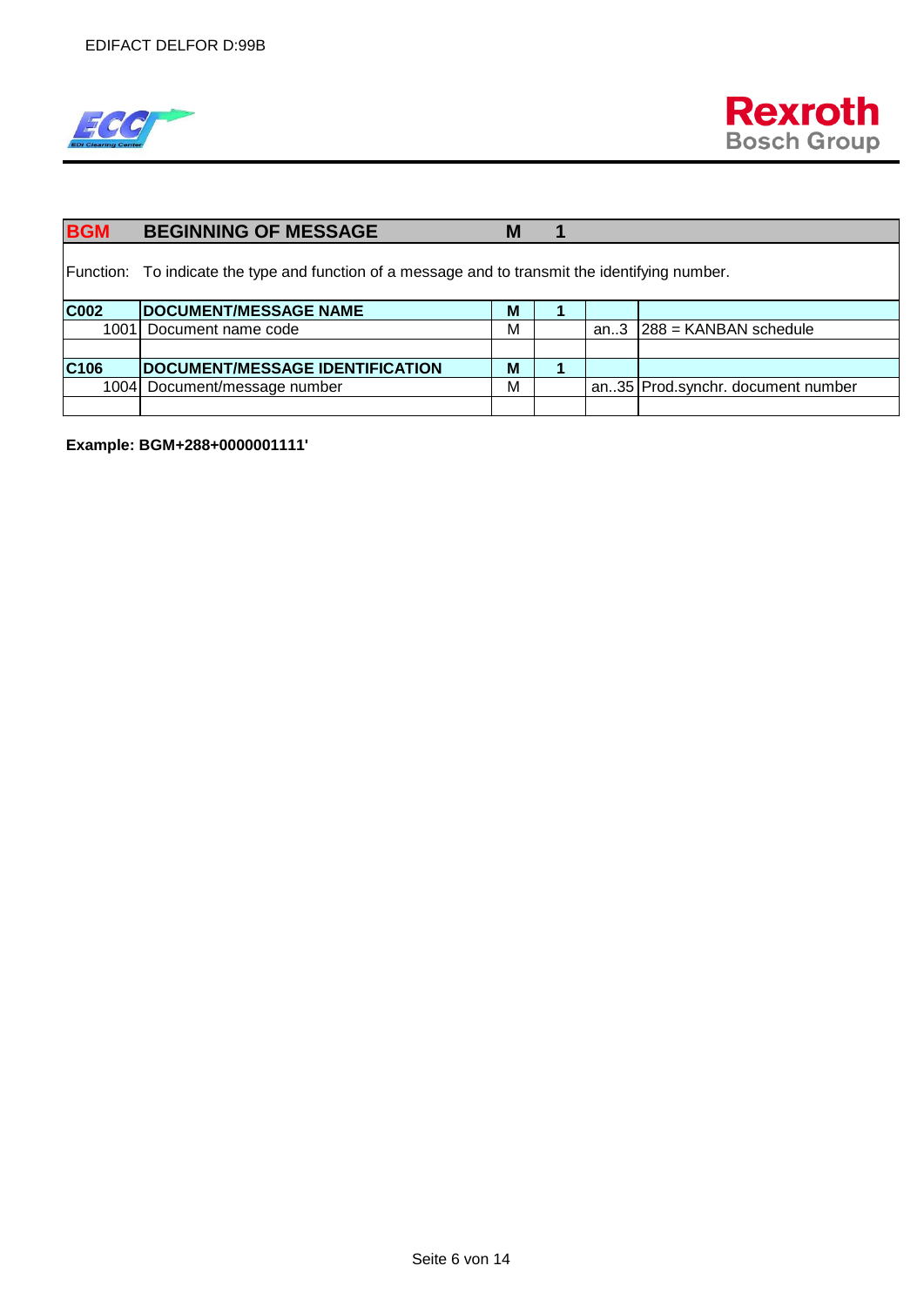| BGM | BEGINNING OF MESSAGE | M | 1 | | |
|---|---|---|---|---|---|
| Function: | To indicate the type and function of a message and to transmit the identifying number. | | | | |
| **C002** | **DOCUMENT/MESSAGE NAME** | **M** | **1** | | |
| 1001 | Document name code | M | | an..3 | 288 = KANBAN schedule |
| | | | | | |
| **C106** | **DOCUMENT/MESSAGE IDENTIFICATION** | **M** | **1** | | |
| 1004 | Document/message number | M | | an..35 | Prod.synchr. document number |
| | | | | | |

**Example: BGM+288+0000001111'**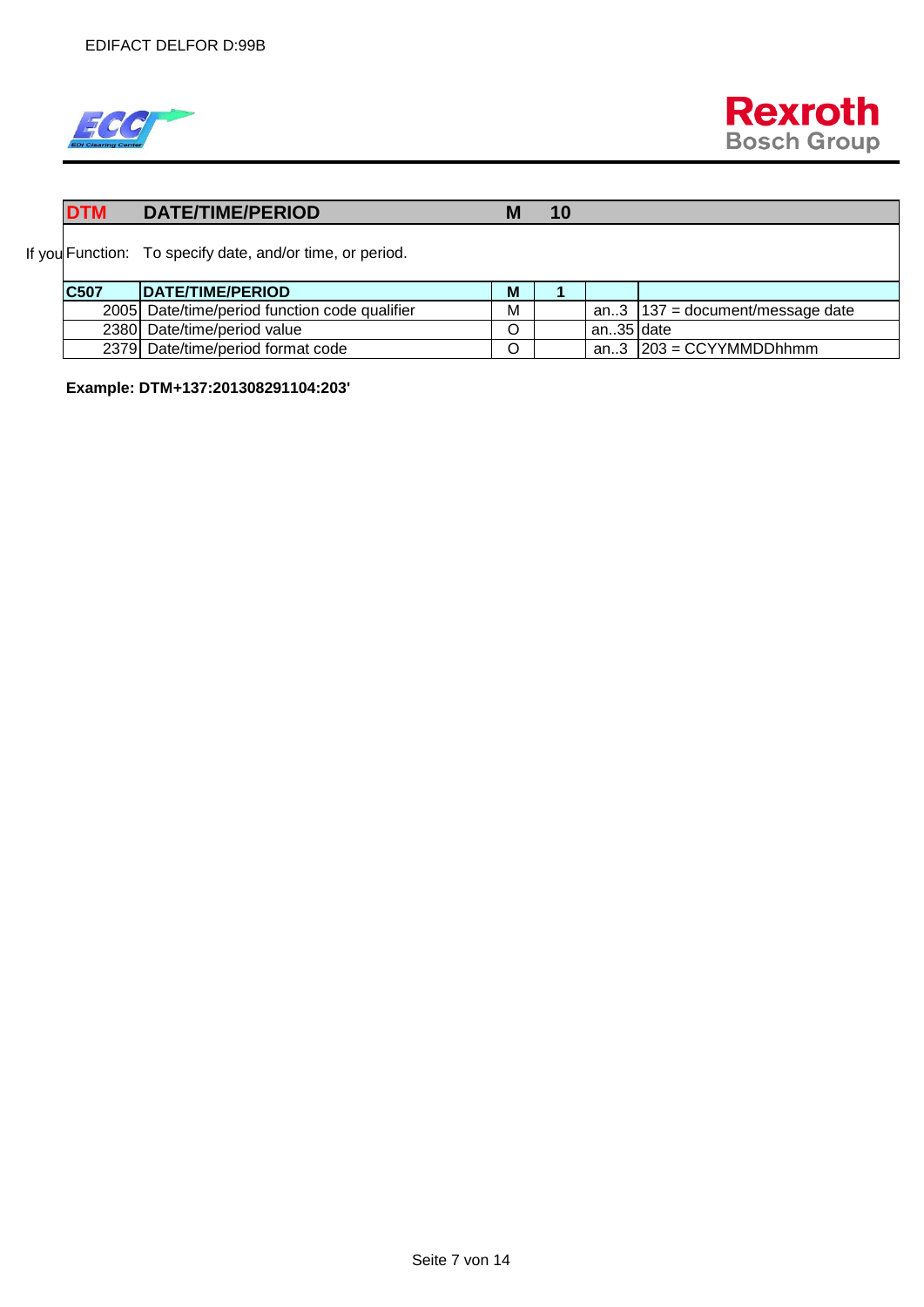| DTM | DATE/TIME/PERIOD | M | 10 | | |
|---|---|---|---|---|---|

If you Function: To specify date, and/or time, or period.

| C507 | DATE/TIME/PERIOD | M | 1 | | |
|---|---|---|---|---|---|
| 2005 | Date/time/period function code qualifier | M | | an..3 | 137 = document/message date |
| 2380 | Date/time/period value | O | | an..35 | date |
| 2379 | Date/time/period format code | O | | an..3 | 203 = CCYYMMDDhhmm |

**Example: DTM+137:201308291104:203'**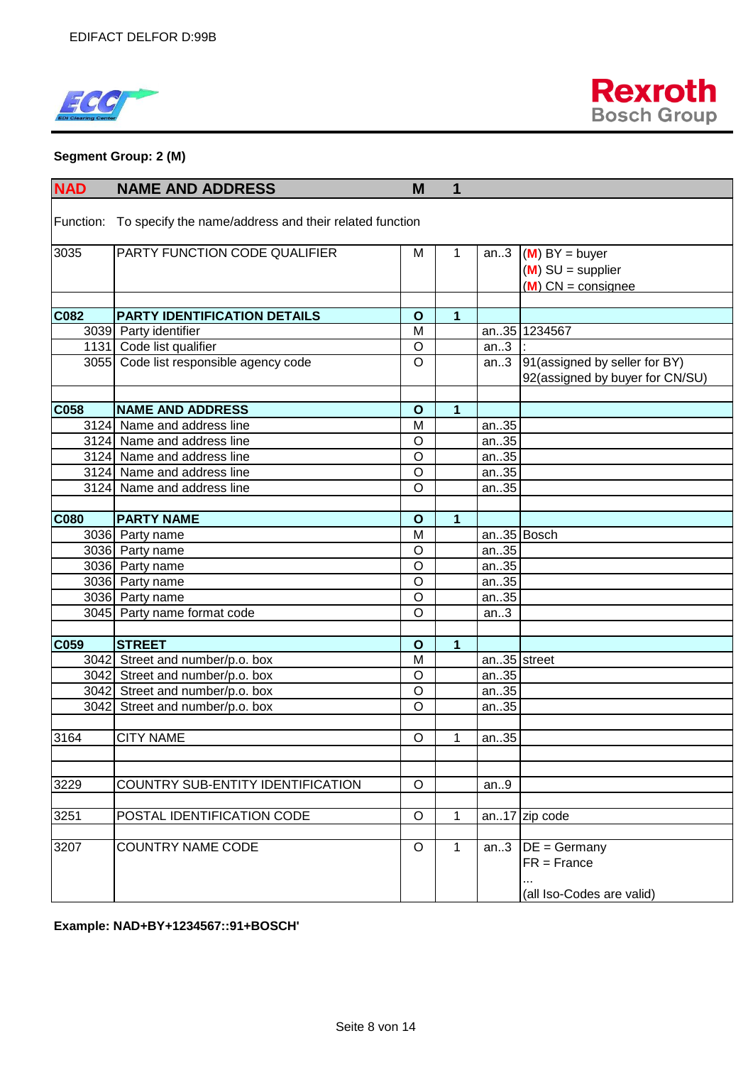EDIFACT DELFOR D:99B

**Segment Group: 2 (M)**

| | | | | | |
|---|---|---|---|---|---|
| **NAD** | **NAME AND ADDRESS** | **M** | **1** | | |
| Function: | To specify the name/address and their related function | | | | |
| 3035 | PARTY FUNCTION CODE QUALIFIER | M | 1 | an..3 | (M) BY = buyer<br>(M) SU = supplier<br>(M) CN = consignee |
| | | | | | |
| **C082** | **PARTY IDENTIFICATION DETAILS** | **O** | **1** | | |
| 3039 | Party identifier | M | | an..35 | 1234567 |
| 1131 | Code list qualifier | O | | an..3 | : |
| 3055 | Code list responsible agency code | O | | an..3 | 91(assigned by seller for BY)<br>92(assigned by buyer for CN/SU) |
| | | | | | |
| **C058** | **NAME AND ADDRESS** | **O** | **1** | | |
| 3124 | Name and address line | M | | an..35 | |
| 3124 | Name and address line | O | | an..35 | |
| 3124 | Name and address line | O | | an..35 | |
| 3124 | Name and address line | O | | an..35 | |
| 3124 | Name and address line | O | | an..35 | |
| | | | | | |
| **C080** | **PARTY NAME** | **O** | **1** | | |
| 3036 | Party name | M | | an..35 | Bosch |
| 3036 | Party name | O | | an..35 | |
| 3036 | Party name | O | | an..35 | |
| 3036 | Party name | O | | an..35 | |
| 3036 | Party name | O | | an..35 | |
| 3045 | Party name format code | O | | an..3 | |
| | | | | | |
| **C059** | **STREET** | **O** | **1** | | |
| 3042 | Street and number/p.o. box | M | | an..35 | street |
| 3042 | Street and number/p.o. box | O | | an..35 | |
| 3042 | Street and number/p.o. box | O | | an..35 | |
| 3042 | Street and number/p.o. box | O | | an..35 | |
| | | | | | |
| 3164 | CITY NAME | O | 1 | an..35 | |
| | | | | | |
| | | | | | |
| 3229 | COUNTRY SUB-ENTITY IDENTIFICATION | O | | an..9 | |
| | | | | | |
| 3251 | POSTAL IDENTIFICATION CODE | O | 1 | an..17 | zip code |
| | | | | | |
| 3207 | COUNTRY NAME CODE | O | 1 | an..3 | DE = Germany<br>FR = France<br>...<br>(all Iso-Codes are valid) |

**Example: NAD+BY+1234567::91+BOSCH'**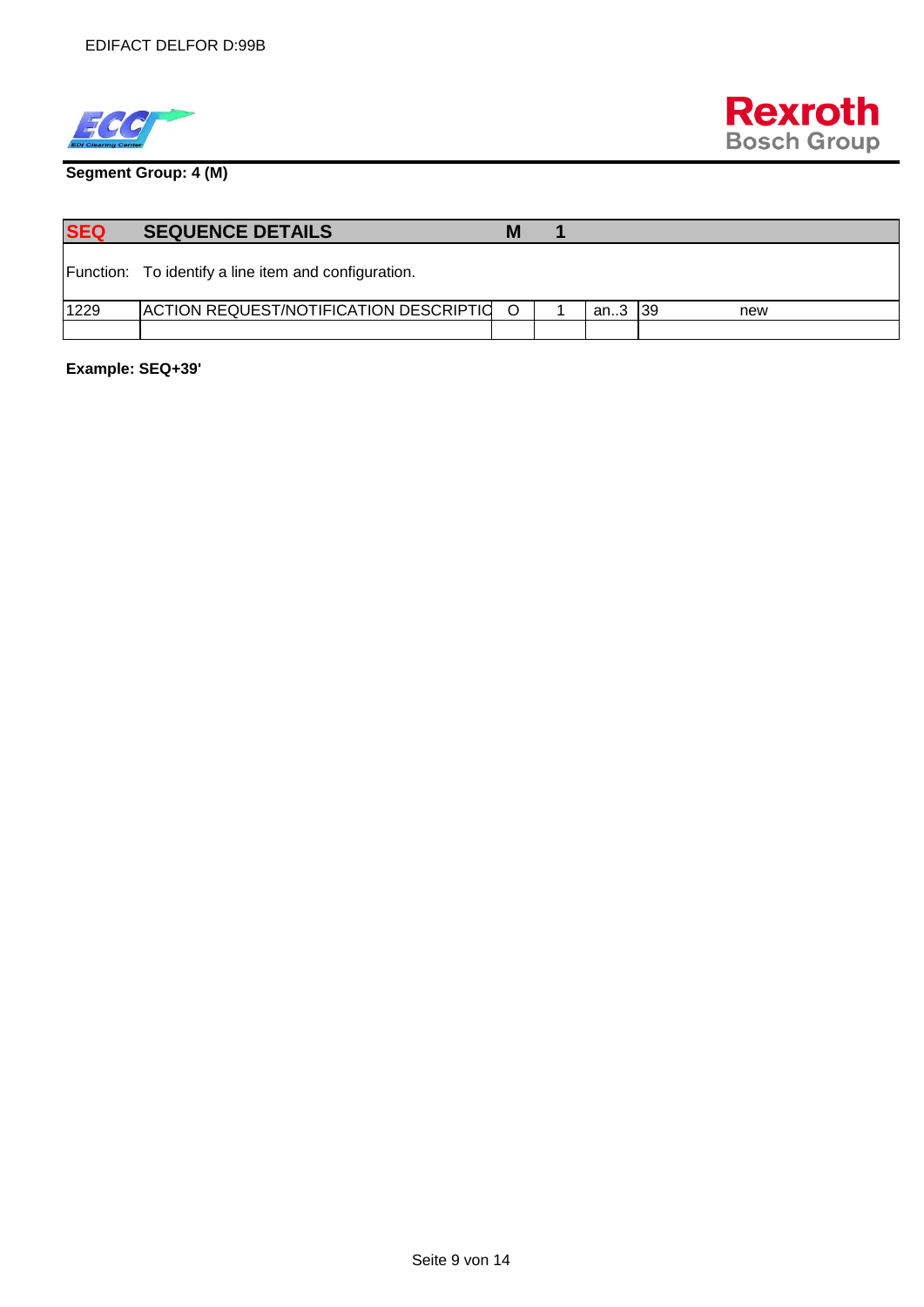**Segment Group: 4 (M)**

| SEQ | SEQUENCE DETAILS | M | 1 | | |
|---|---|---|---|---|---|
| Function: | To identify a line item and configuration. | | | | |
| 1229 | ACTION REQUEST/NOTIFICATION DESCRIPTIO | O | 1 | an..3 | 39 new |
| | | | | | |

**Example: SEQ+39'**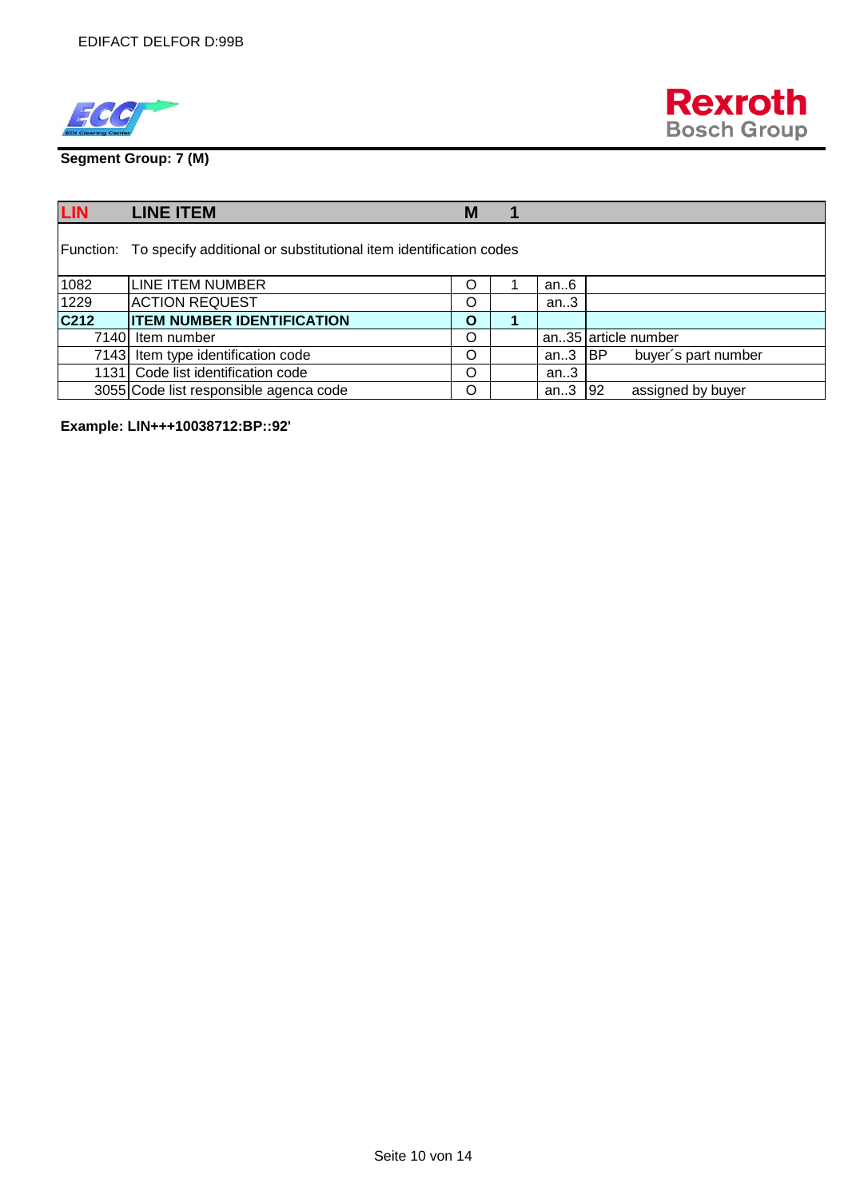**Segment Group: 7 (M)**

| LIN | LINE ITEM | M | 1 | | |
|---|---|---|---|---|---|
| Function: | To specify additional or substitutional item identification codes | | | | |
| 1082 | LINE ITEM NUMBER | O | 1 | an..6 | |
| 1229 | ACTION REQUEST | O | | an..3 | |
| **C212** | **ITEM NUMBER IDENTIFICATION** | **O** | **1** | | |
| 7140 | Item number | O | | an..35 | article number |
| 7143 | Item type identification code | O | | an..3 | BP buyer´s part number |
| 1131 | Code list identification code | O | | an..3 | |
| 3055 | Code list responsible agenca code | O | | an..3 | 92 assigned by buyer |

**Example: LIN+++10038712:BP::92'**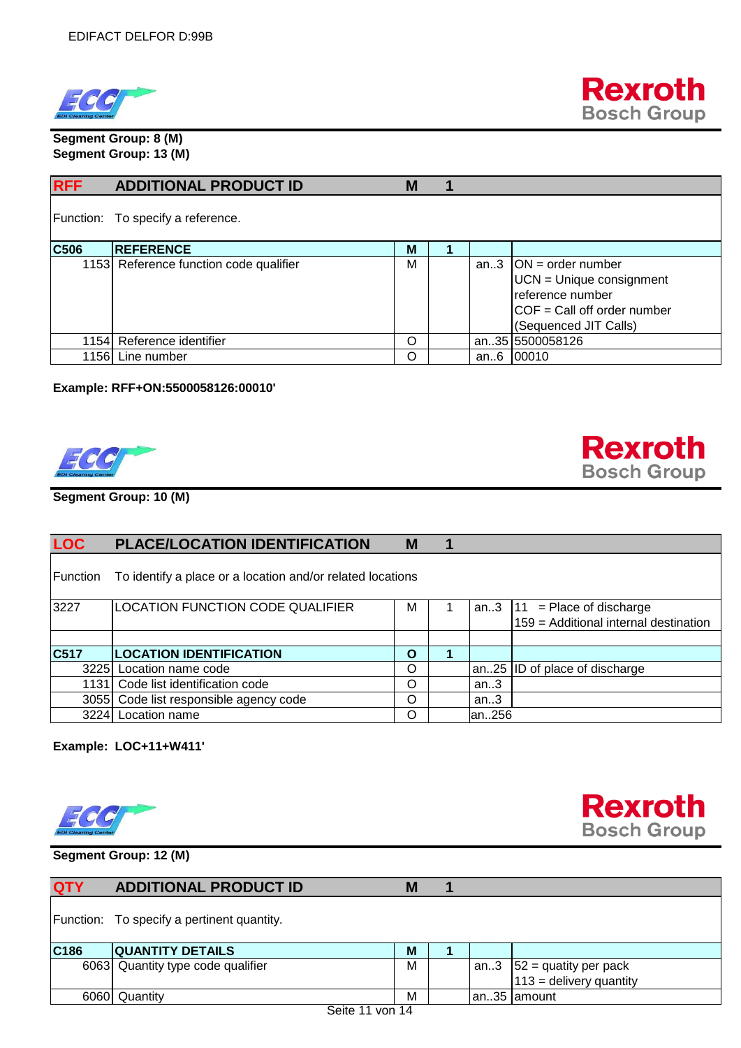**Segment Group: 8 (M)**
**Segment Group: 13 (M)**

| RFF | ADDITIONAL PRODUCT ID | M | 1 | | |
|---|---|---|---|---|---|
| Function: | To specify a reference. | | | | |
| **C506** | **REFERENCE** | **M** | **1** | | |
| 1153 | Reference function code qualifier | M | | an..3 | ON = order number<br>UCN = Unique consignment reference number<br>COF = Call off order number (Sequenced JIT Calls) |
| 1154 | Reference identifier | O | | an..35 | 5500058126 |
| 1156 | Line number | O | | an..6 | 00010 |

**Example: RFF+ON:5500058126:00010'**

**Segment Group: 10 (M)**

| LOC | PLACE/LOCATION IDENTIFICATION | M | 1 | | |
|---|---|---|---|---|---|
| Function | To identify a place or a location and/or related locations | | | | |
| 3227 | LOCATION FUNCTION CODE QUALIFIER | M | 1 | an..3 | 11 = Place of discharge<br>159 = Additional internal destination |
| | | | | | |
| **C517** | **LOCATION IDENTIFICATION** | **O** | **1** | | |
| 3225 | Location name code | O | | an..25 | ID of place of discharge |
| 1131 | Code list identification code | O | | an..3 | |
| 3055 | Code list responsible agency code | O | | an..3 | |
| 3224 | Location name | O | | an..256 | |

**Example: LOC+11+W411'**

**Segment Group: 12 (M)**

| QTY | ADDITIONAL PRODUCT ID | M | 1 | | |
|---|---|---|---|---|---|
| Function: | To specify a pertinent quantity. | | | | |
| **C186** | **QUANTITY DETAILS** | **M** | **1** | | |
| 6063 | Quantity type code qualifier | M | | an..3 | 52 = quatity per pack<br>113 = delivery quantity |
| 6060 | Quantity | M | | an..35 | amount |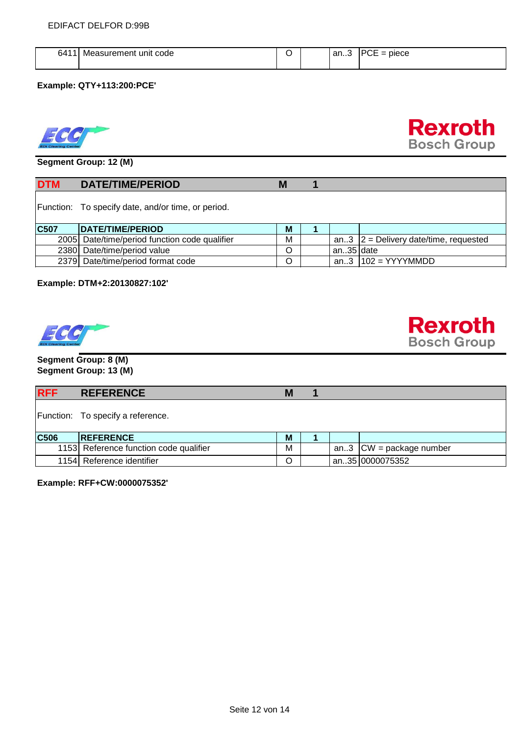| | | | | | |
|---|---|---|---|---|---|
| 6411 | Measurement unit code | O | | an..3 | PCE = piece |

**Example: QTY+113:200:PCE'**

**Segment Group: 12 (M)**

| DTM | DATE/TIME/PERIOD | M | 1 | | |
|---|---|---|---|---|---|
| Function: | To specify date, and/or time, or period. | | | | |
| C507 | DATE/TIME/PERIOD | M | 1 | | |
| 2005 | Date/time/period function code qualifier | M | | an..3 | 2 = Delivery date/time, requested |
| 2380 | Date/time/period value | O | | an..35 | date |
| 2379 | Date/time/period format code | O | | an..3 | 102 = YYYYMMDD |

**Example: DTM+2:20130827:102'**

**Segment Group: 8 (M)**
**Segment Group: 13 (M)**

| RFF | REFERENCE | M | 1 | | |
|---|---|---|---|---|---|
| Function: | To specify a reference. | | | | |
| C506 | REFERENCE | M | 1 | | |
| 1153 | Reference function code qualifier | M | | an..3 | CW = package number |
| 1154 | Reference identifier | O | | an..35 | 0000075352 |

**Example: RFF+CW:0000075352'**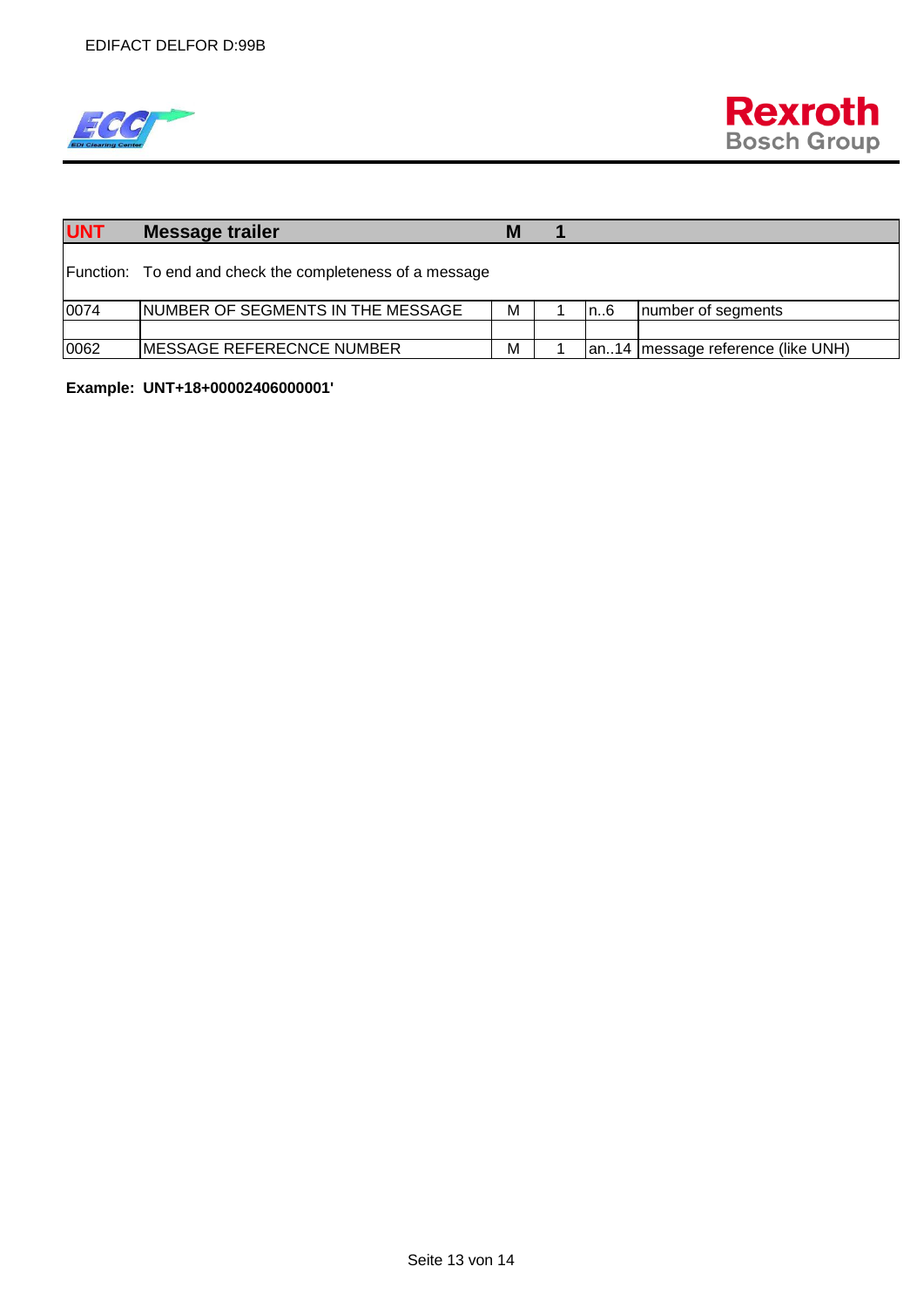| UNT | Message trailer | M | 1 | | |
|---|---|---|---|---|---|
| Function: | To end and check the completeness of a message | | | | |
| 0074 | NUMBER OF SEGMENTS IN THE MESSAGE | M | 1 | n..6 | number of segments |
| | | | | | |
| 0062 | MESSAGE REFERECNCE NUMBER | M | 1 | an..14 | message reference (like UNH) |

**Example: UNT+18+00002406000001'**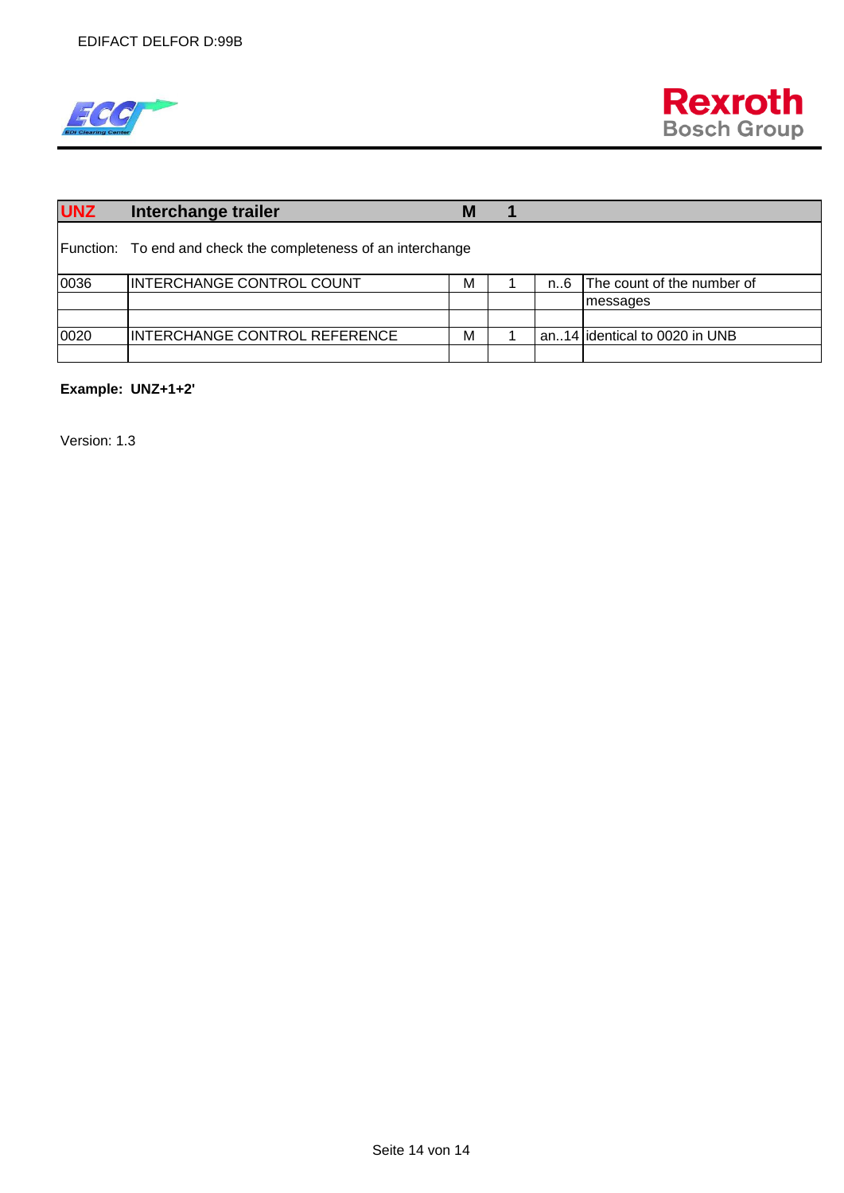| UNZ | Interchange trailer | M | 1 | | |
|---|---|---|---|---|---|
| Function: | To end and check the completeness of an interchange | | | | |
| 0036 | INTERCHANGE CONTROL COUNT | M | 1 | n..6 | The count of the number of messages |
| 0020 | INTERCHANGE CONTROL REFERENCE | M | 1 | an..14 | identical to 0020 in UNB |

**Example: UNZ+1+2'**

Version: 1.3